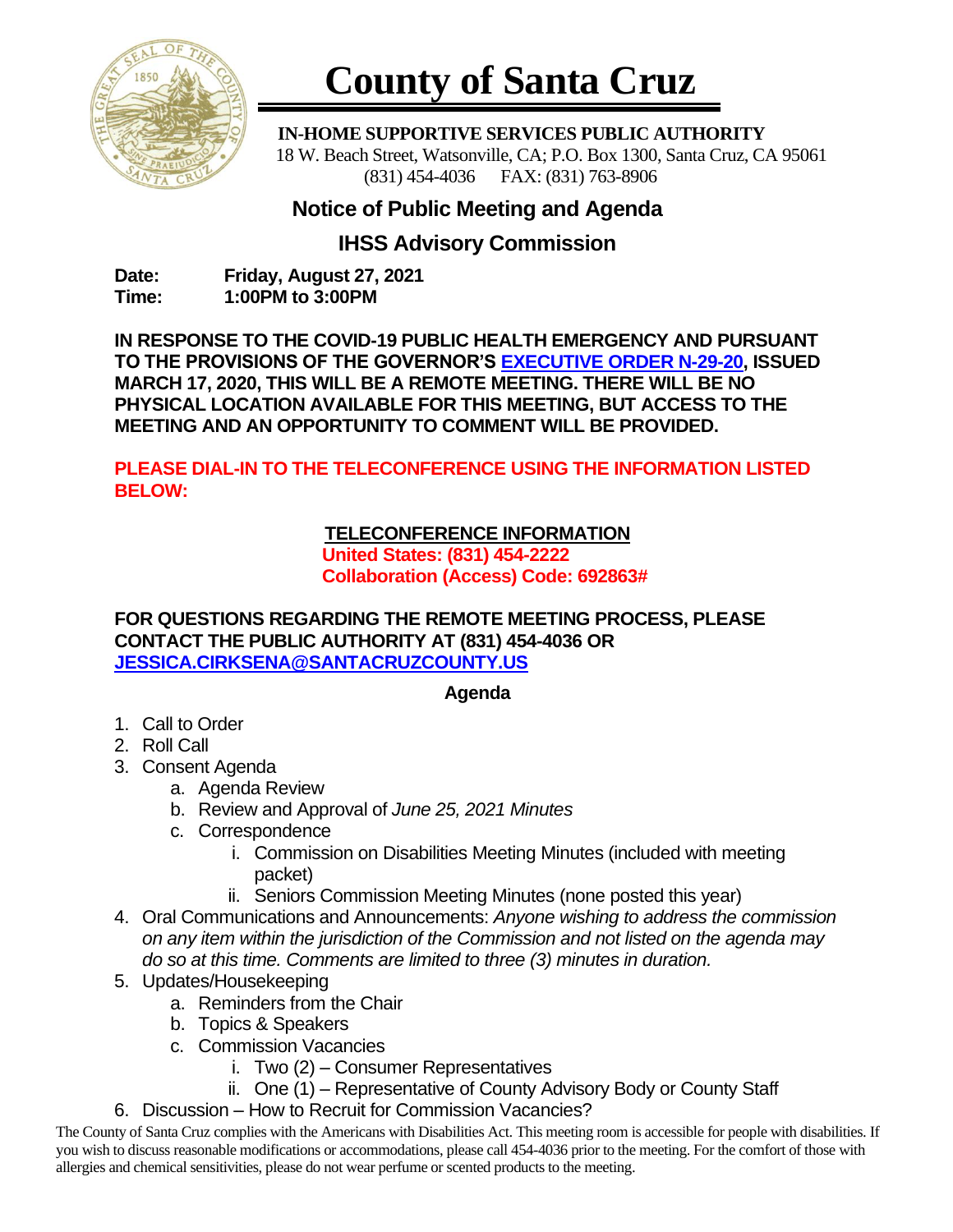# County of Santa Cruz

**IN-HOME SUPPORTIVE SERVICES PUBLIC AUTHORITY**
18 W. Beach Street, Watsonville, CA; P.O. Box 1300, Santa Cruz, CA 95061
(831) 454-4036 FAX: (831) 763-8906

## Notice of Public Meeting and Agenda

## IHSS Advisory Commission

**Date:** **Friday, August 27, 2021**
**Time:** **1:00PM to 3:00PM**

**IN RESPONSE TO THE COVID-19 PUBLIC HEALTH EMERGENCY AND PURSUANT TO THE PROVISIONS OF THE GOVERNOR'S EXECUTIVE ORDER N-29-20, ISSUED MARCH 17, 2020, THIS WILL BE A REMOTE MEETING. THERE WILL BE NO PHYSICAL LOCATION AVAILABLE FOR THIS MEETING, BUT ACCESS TO THE MEETING AND AN OPPORTUNITY TO COMMENT WILL BE PROVIDED.**

**PLEASE DIAL-IN TO THE TELECONFERENCE USING THE INFORMATION LISTED BELOW:**

**TELECONFERENCE INFORMATION**
**United States: (831) 454-2222**
**Collaboration (Access) Code: 692863#**

**FOR QUESTIONS REGARDING THE REMOTE MEETING PROCESS, PLEASE CONTACT THE PUBLIC AUTHORITY AT (831) 454-4036 OR JESSICA.CIRKSENA@SANTACRUZCOUNTY.US**

**Agenda**

1. Call to Order
2. Roll Call
3. Consent Agenda
   a. Agenda Review
   b. Review and Approval of *June 25, 2021 Minutes*
   c. Correspondence
      i. Commission on Disabilities Meeting Minutes (included with meeting packet)
      ii. Seniors Commission Meeting Minutes (none posted this year)
4. Oral Communications and Announcements: *Anyone wishing to address the commission on any item within the jurisdiction of the Commission and not listed on the agenda may do so at this time. Comments are limited to three (3) minutes in duration.*
5. Updates/Housekeeping
   a. Reminders from the Chair
   b. Topics & Speakers
   c. Commission Vacancies
      i. Two (2) – Consumer Representatives
      ii. One (1) – Representative of County Advisory Body or County Staff
6. Discussion – How to Recruit for Commission Vacancies?

The County of Santa Cruz complies with the Americans with Disabilities Act. This meeting room is accessible for people with disabilities. If you wish to discuss reasonable modifications or accommodations, please call 454-4036 prior to the meeting. For the comfort of those with allergies and chemical sensitivities, please do not wear perfume or scented products to the meeting.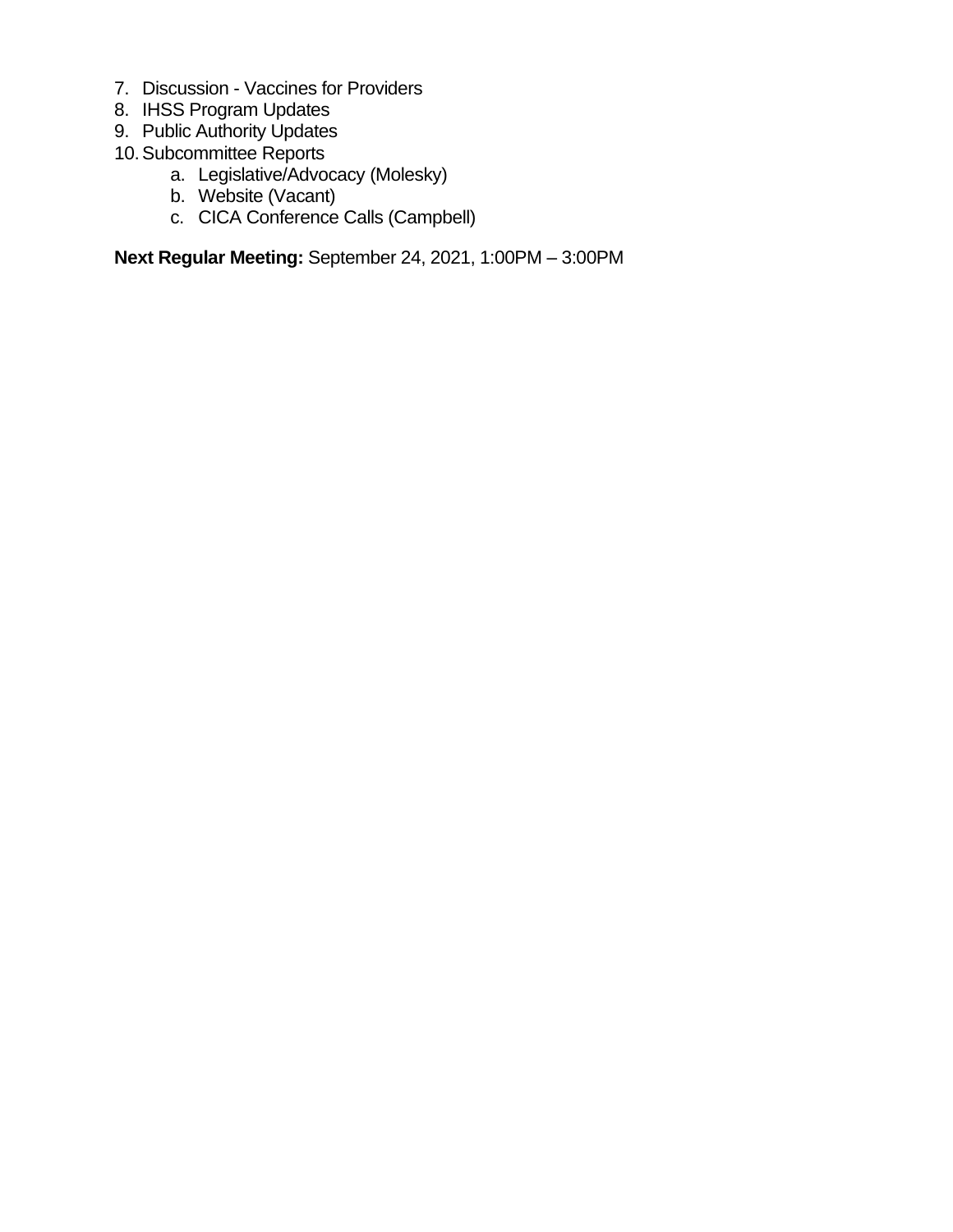7. Discussion - Vaccines for Providers
8. IHSS Program Updates
9. Public Authority Updates
10. Subcommittee Reports
    a. Legislative/Advocacy (Molesky)
    b. Website (Vacant)
    c. CICA Conference Calls (Campbell)

**Next Regular Meeting:** September 24, 2021, 1:00PM – 3:00PM